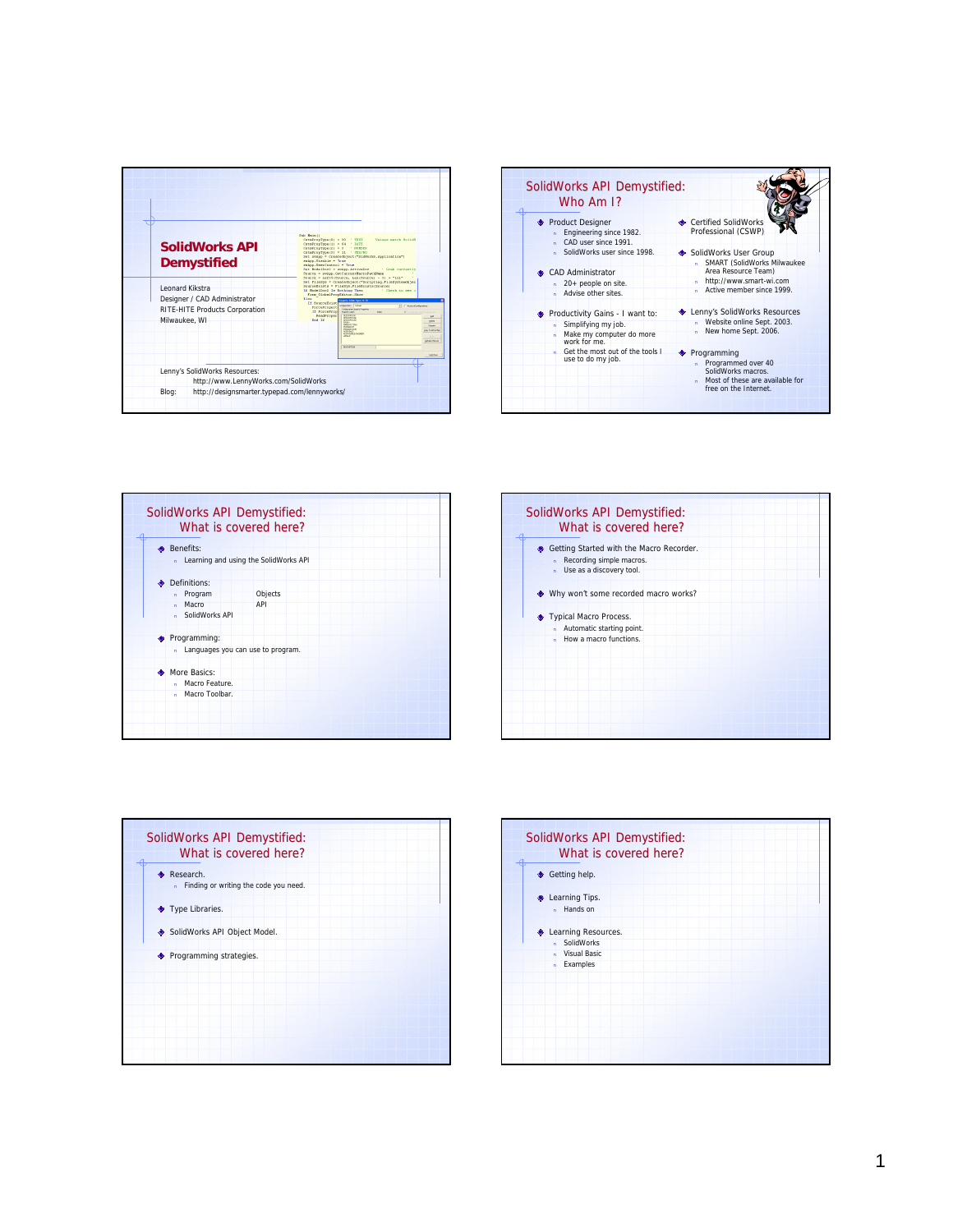# SolidWorks API Demystified

Leonard Kikstra
Designer / CAD Administrator
RITE-HITE Products Corporation
Milwaukee, WI

Lenny's SolidWorks Resources:
http://www.LennyWorks.com/SolidWorks
Blog: http://designsmarter.typepad.com/lennyworks/

## SolidWorks API Demystified: Who Am I?

- Product Designer
  - Engineering since 1982.
  - CAD user since 1991.
  - SolidWorks user since 1998.
- CAD Administrator
  - 20+ people on site.
  - Advise other sites.
- Productivity Gains - I want to:
  - Simplifying my job.
  - Make my computer do more work for me.
  - Get the most out of the tools I use to do my job.
- Certified SolidWorks Professional (CSWP)
- SolidWorks User Group
  - SMART (SolidWorks Milwaukee Area Resource Team)
  - http://www.smart-wi.com
  - Active member since 1999.
- Lenny's SolidWorks Resources
  - Website online Sept. 2003.
  - New home Sept. 2006.
- Programming
  - Programmed over 40 SolidWorks macros.
  - Most of these are available for free on the Internet.

## SolidWorks API Demystified: What is covered here?

- Benefits:
  - Learning and using the SolidWorks API
- Definitions:
  - Program
  - Macro
  - SolidWorks API
  - Objects
  - API
- Programming:
  - Languages you can use to program.
- More Basics:
  - Macro Feature.
  - Macro Toolbar.

## SolidWorks API Demystified: What is covered here?

- Getting Started with the Macro Recorder.
  - Recording simple macros.
  - Use as a discovery tool.
- Why won't some recorded macro works?
- Typical Macro Process.
  - Automatic starting point.
  - How a macro functions.

## SolidWorks API Demystified: What is covered here?

- Research.
  - Finding or writing the code you need.
- Type Libraries.
- SolidWorks API Object Model.
- Programming strategies.

## SolidWorks API Demystified: What is covered here?

- Getting help.
- Learning Tips.
  - Hands on
- Learning Resources.
  - SolidWorks
  - Visual Basic
  - Examples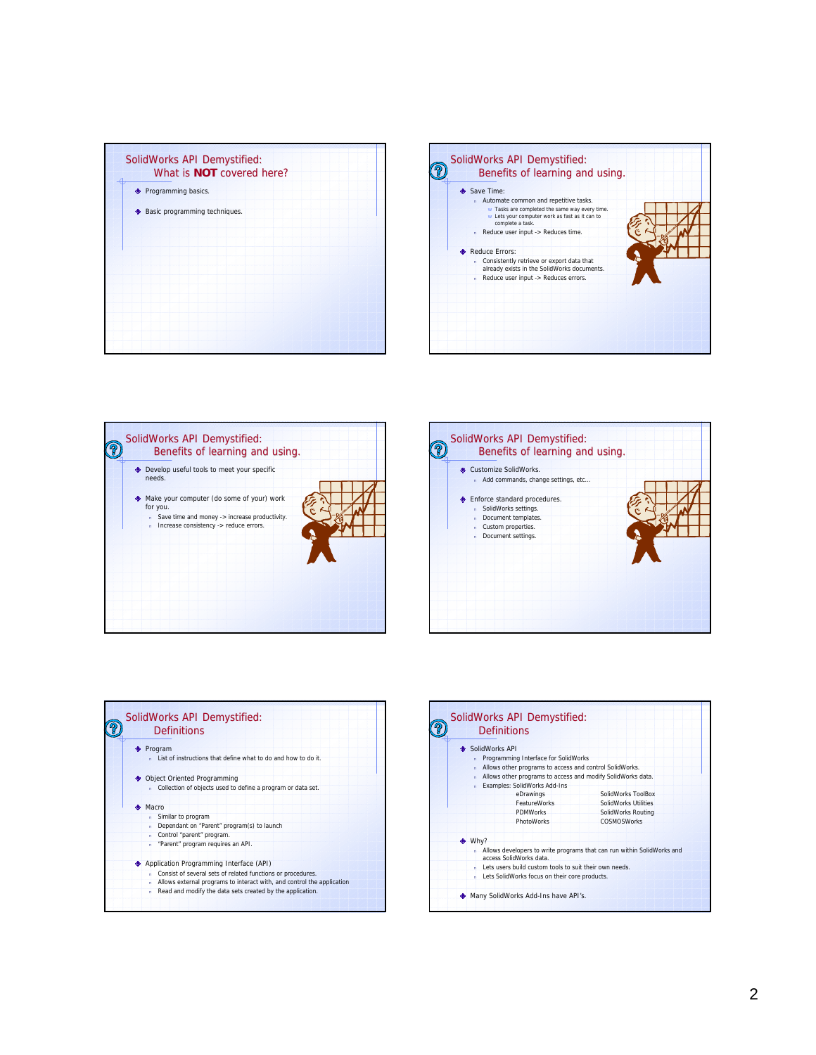## SolidWorks API Demystified: What is **NOT** covered here?

- Programming basics.
- Basic programming techniques.

## SolidWorks API Demystified: Benefits of learning and using.

- Save Time:
  - Automate common and repetitive tasks.
    - Tasks are completed the same way every time.
    - Lets your computer work as fast as it can to complete a task.
  - Reduce user input -> Reduces time.
- Reduce Errors:
  - Consistently retrieve or export data that already exists in the SolidWorks documents.
  - Reduce user input -> Reduces errors.

## SolidWorks API Demystified: Benefits of learning and using.

- Develop useful tools to meet your specific needs.
- Make your computer (do some of your) work for you.
  - Save time and money -> increase productivity.
  - Increase consistency -> reduce errors.

## SolidWorks API Demystified: Benefits of learning and using.

- Customize SolidWorks.
  - Add commands, change settings, etc…
- Enforce standard procedures.
  - SolidWorks settings.
  - Document templates.
  - Custom properties.
  - Document settings.

## SolidWorks API Demystified: Definitions

- Program
  - List of instructions that define what to do and how to do it.
- Object Oriented Programming
  - Collection of objects used to define a program or data set.
- Macro
  - Similar to program
  - Dependant on "Parent" program(s) to launch
  - Control "parent" program.
  - "Parent" program requires an API.
- Application Programming Interface (API)
  - Consist of several sets of related functions or procedures.
  - Allows external programs to interact with, and control the application
  - Read and modify the data sets created by the application.

## SolidWorks API Demystified: Definitions

- SolidWorks API
  - Programming Interface for SolidWorks
  - Allows other programs to access and control SolidWorks.
  - Allows other programs to access and modify SolidWorks data.
  - Examples: SolidWorks Add-Ins

| | |
|---|---|
| eDrawings | SolidWorks ToolBox |
| FeatureWorks | SolidWorks Utilities |
| PDMWorks | SolidWorks Routing |
| PhotoWorks | COSMOSWorks |

- Why?
  - Allows developers to write programs that can run within SolidWorks and access SolidWorks data.
  - Lets users build custom tools to suit their own needs.
  - Lets SolidWorks focus on their core products.
- Many SolidWorks Add-Ins have API's.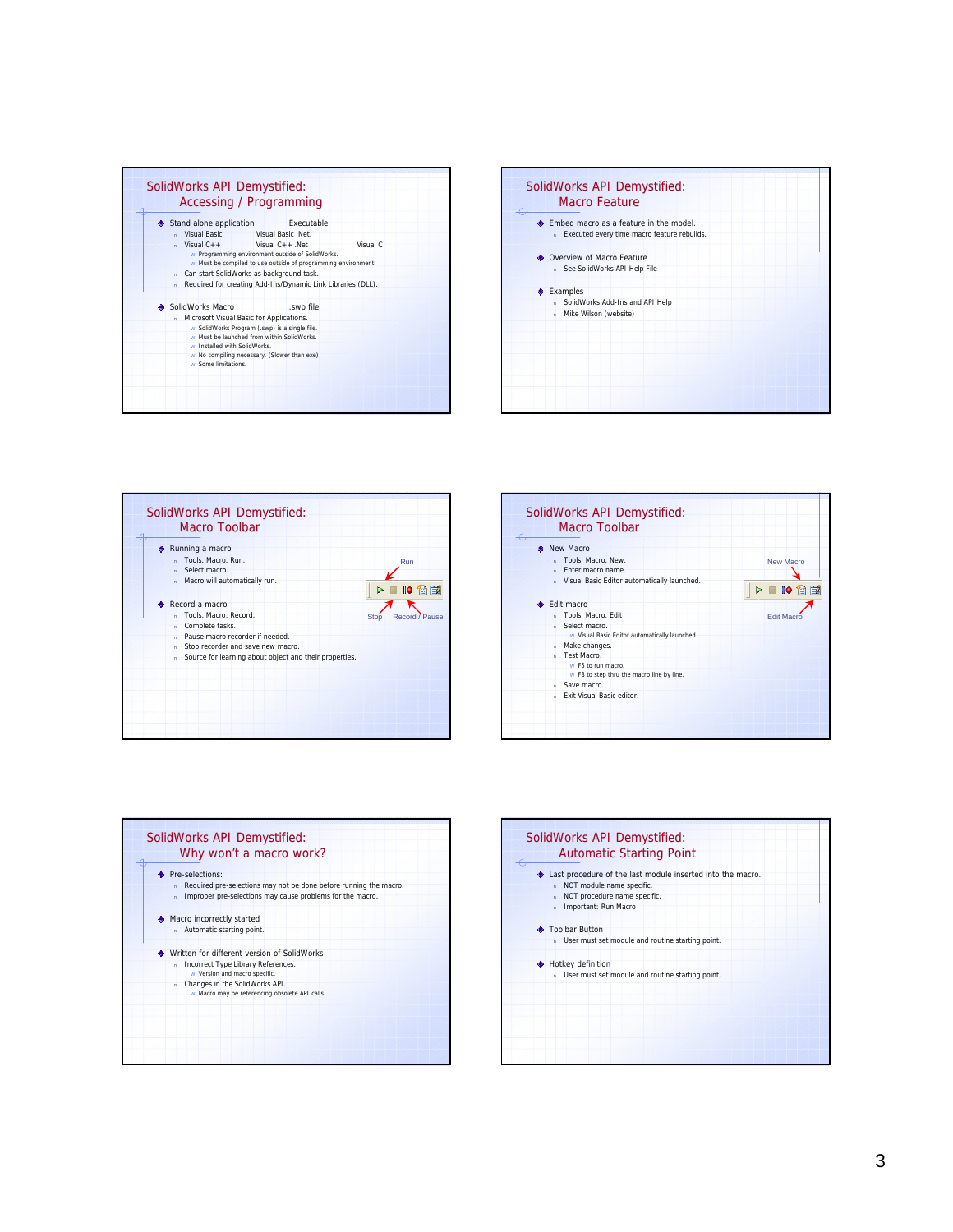## SolidWorks API Demystified: Accessing / Programming

- Stand alone application — Executable
  - Visual Basic — Visual Basic .Net.
  - Visual C++ — Visual C++ .Net — Visual C
    - Programming environment outside of SolidWorks.
    - Must be compiled to use outside of programming environment.
  - Can start SolidWorks as background task.
  - Required for creating Add-Ins/Dynamic Link Libraries (DLL).
- SolidWorks Macro — .swp file
  - Microsoft Visual Basic for Applications.
    - SolidWorks Program (.swp) is a single file.
    - Must be launched from within SolidWorks.
    - Installed with SolidWorks.
    - No compiling necessary. (Slower than exe)
    - Some limitations.

## SolidWorks API Demystified: Macro Feature

- Embed macro as a feature in the model.
  - Executed every time macro feature rebuilds.
- Overview of Macro Feature
  - See SolidWorks API Help File
- Examples
  - SolidWorks Add-Ins and API Help
  - Mike Wilson (website)

## SolidWorks API Demystified: Macro Toolbar

- Running a macro
  - Tools, Macro, Run.
  - Select macro.
  - Macro will automatically run.
- Record a macro
  - Tools, Macro, Record.
  - Complete tasks.
  - Pause macro recorder if needed.
  - Stop recorder and save new macro.
  - Source for learning about object and their properties.

Run — Stop — Record / Pause

## SolidWorks API Demystified: Macro Toolbar

- New Macro
  - Tools, Macro, New.
  - Enter macro name.
  - Visual Basic Editor automatically launched.
- Edit macro
  - Tools, Macro, Edit
  - Select macro.
    - Visual Basic Editor automatically launched.
  - Make changes.
  - Test Macro.
    - F5 to run macro.
    - F8 to step thru the macro line by line.
  - Save macro.
  - Exit Visual Basic editor.

New Macro — Edit Macro

## SolidWorks API Demystified: Why won't a macro work?

- Pre-selections:
  - Required pre-selections may not be done before running the macro.
  - Improper pre-selections may cause problems for the macro.
- Macro incorrectly started
  - Automatic starting point.
- Written for different version of SolidWorks
  - Incorrect Type Library References.
    - Version and macro specific.
  - Changes in the SolidWorks API.
    - Macro may be referencing obsolete API calls.

## SolidWorks API Demystified: Automatic Starting Point

- Last procedure of the last module inserted into the macro.
  - NOT module name specific.
  - NOT procedure name specific.
  - Important: Run Macro
- Toolbar Button
  - User must set module and routine starting point.
- Hotkey definition
  - User must set module and routine starting point.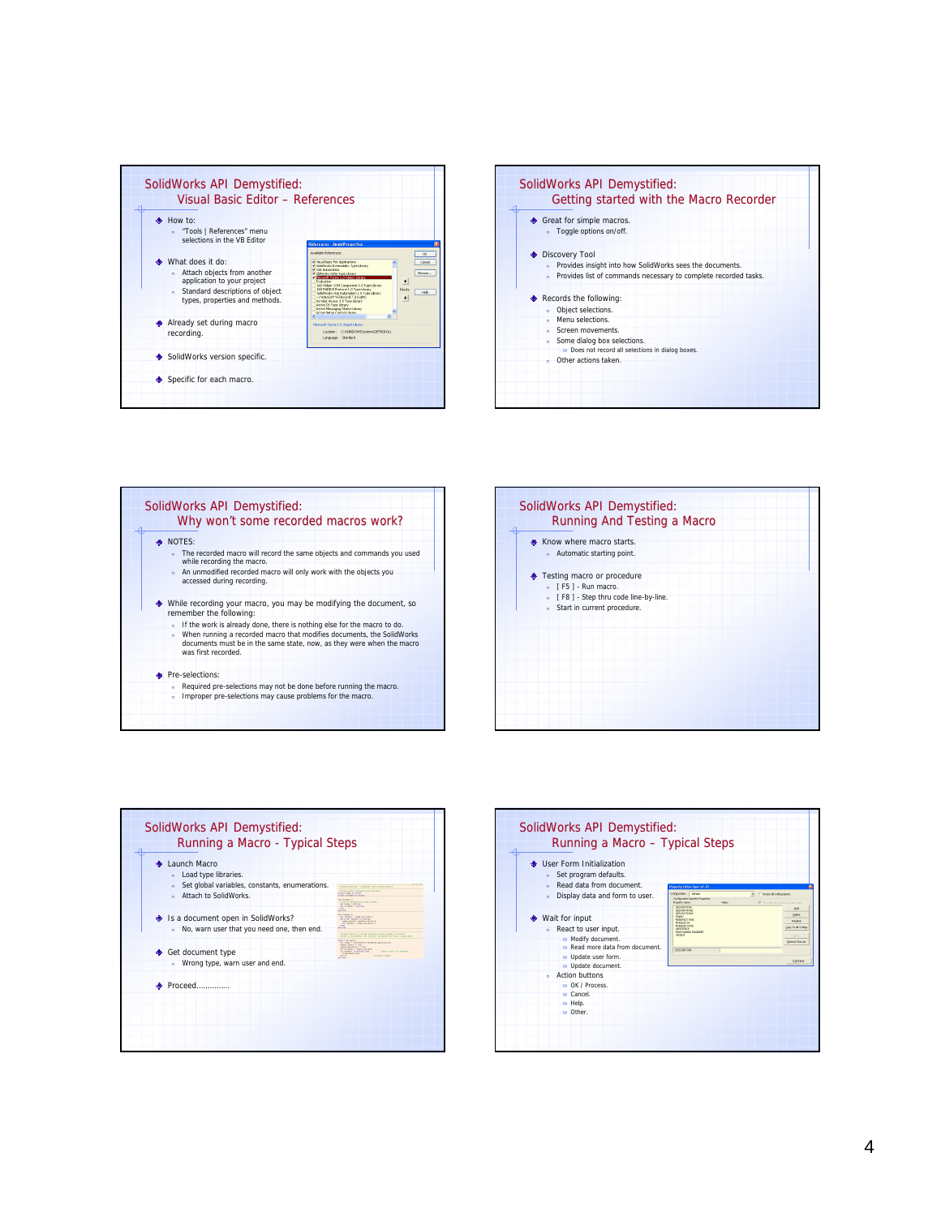## SolidWorks API Demystified: Visual Basic Editor – References

- How to:
  - "Tools | References" menu selections in the VB Editor
- What does it do:
  - Attach objects from another application to your project
  - Standard descriptions of object types, properties and methods.
- Already set during macro recording.
- SolidWorks version specific.
- Specific for each macro.

## SolidWorks API Demystified: Getting started with the Macro Recorder

- Great for simple macros.
  - Toggle options on/off.
- Discovery Tool
  - Provides insight into how SolidWorks sees the documents.
  - Provides list of commands necessary to complete recorded tasks.
- Records the following:
  - Object selections.
  - Menu selections.
  - Screen movements.
  - Some dialog box selections.
    - Does not record all selections in dialog boxes.
  - Other actions taken.

## SolidWorks API Demystified: Why won't some recorded macros work?

- NOTES:
  - The recorded macro will record the same objects and commands you used while recording the macro.
  - An unmodified recorded macro will only work with the objects you accessed during recording.
- While recording your macro, you may be modifying the document, so remember the following:
  - If the work is already done, there is nothing else for the macro to do.
  - When running a recorded macro that modifies documents, the SolidWorks documents must be in the same state, now, as they were when the macro was first recorded.
- Pre-selections:
  - Required pre-selections may not be done before running the macro.
  - Improper pre-selections may cause problems for the macro.

## SolidWorks API Demystified: Running And Testing a Macro

- Know where macro starts.
  - Automatic starting point.
- Testing macro or procedure
  - [ F5 ] - Run macro.
  - [ F8 ] - Step thru code line-by-line.
  - Start in current procedure.

## SolidWorks API Demystified: Running a Macro - Typical Steps

- Launch Macro
  - Load type libraries.
  - Set global variables, constants, enumerations.
  - Attach to SolidWorks.
- Is a document open in SolidWorks?
  - No, warn user that you need one, then end.
- Get document type
  - Wrong type, warn user and end.
- Proceed..............

## SolidWorks API Demystified: Running a Macro – Typical Steps

- User Form Initialization
  - Set program defaults.
  - Read data from document.
  - Display data and form to user.
- Wait for input
  - React to user input.
    - Modify document.
    - Read more data from document.
    - Update user form.
    - Update document.
  - Action buttons
    - OK / Process.
    - Cancel.
    - Help.
    - Other.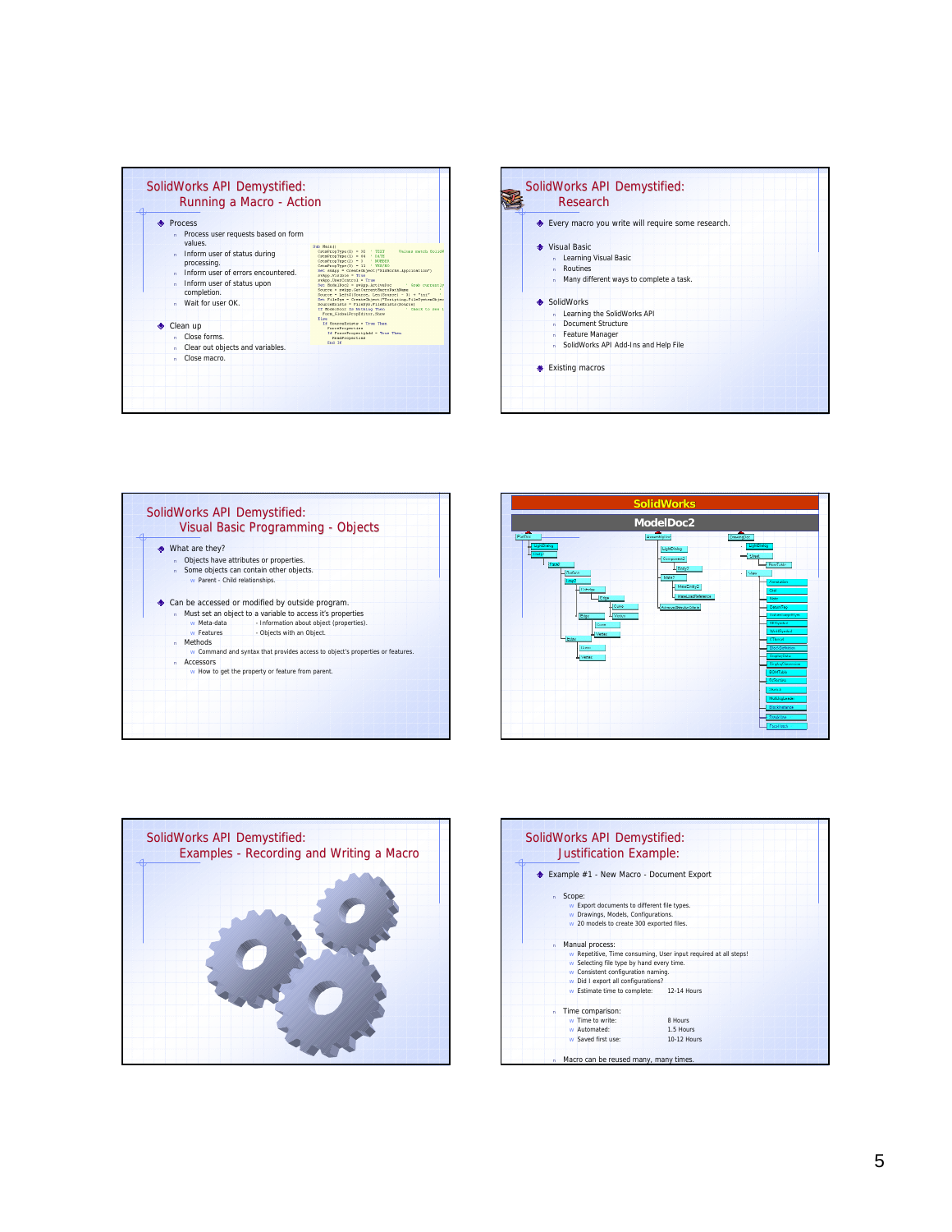## SolidWorks API Demystified: Running a Macro - Action

- Process
  - Process user requests based on form values.
  - Inform user of status during processing.
  - Inform user of errors encountered.
  - Inform user of status upon completion.
  - Wait for user OK.
- Clean up
  - Close forms.
  - Clear out objects and variables.
  - Close macro.

## SolidWorks API Demystified: Research

- Every macro you write will require some research.
- Visual Basic
  - Learning Visual Basic
  - Routines
  - Many different ways to complete a task.
- SolidWorks
  - Learning the SolidWorks API
  - Document Structure
  - Feature Manager
  - SolidWorks API Add-Ins and Help File
- Existing macros

## SolidWorks API Demystified: Visual Basic Programming - Objects

- What are they?
  - Objects have attributes or properties.
  - Some objects can contain other objects.
    - Parent - Child relationships.
- Can be accessed or modified by outside program.
  - Must set an object to a variable to access it's properties
    - Meta-data - Information about object (properties).
    - Features - Objects with an Object.
  - Methods
    - Command and syntax that provides access to object's properties or features.
  - Accessors
    - How to get the property or feature from parent.

**SolidWorks**

**ModelDoc2**

## SolidWorks API Demystified: Examples - Recording and Writing a Macro

## SolidWorks API Demystified: Justification Example:

- Example #1 - New Macro - Document Export
  - Scope:
    - Export documents to different file types.
    - Drawings, Models, Configurations.
    - 20 models to create 300 exported files.
  - Manual process:
    - Repetitive, Time consuming, User input required at all steps!
    - Selecting file type by hand every time.
    - Consistent configuration naming.
    - Did I export all configurations?
    - Estimate time to complete: 12-14 Hours
  - Time comparison:
    - Time to write: 8 Hours
    - Automated: 1.5 Hours
    - Saved first use: 10-12 Hours
  - Macro can be reused many, many times.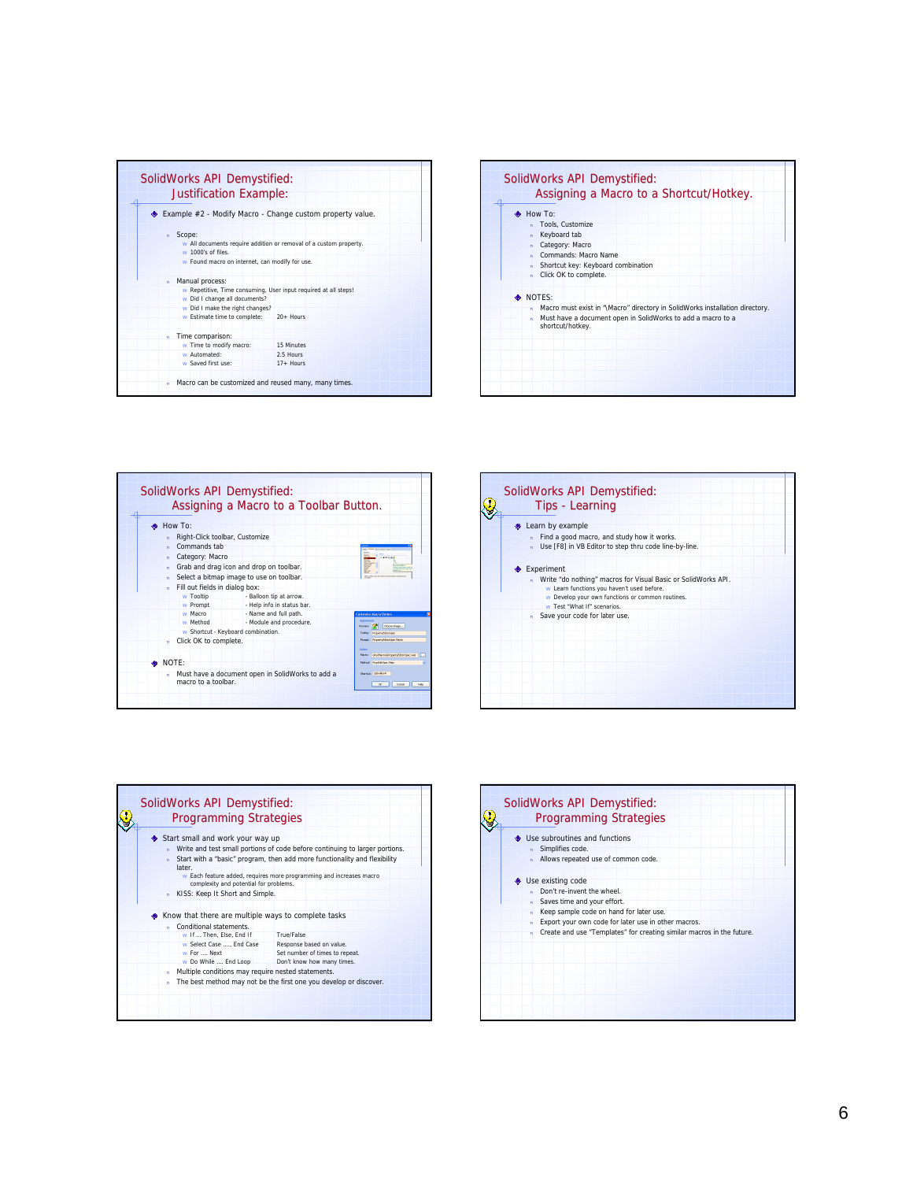## SolidWorks API Demystified: Justification Example:

- Example #2 - Modify Macro - Change custom property value.
  - Scope:
    - All documents require addition or removal of a custom property.
    - 1000's of files.
    - Found macro on internet, can modify for use.
  - Manual process:
    - Repetitive, Time consuming, User input required at all steps!
    - Did I change all documents?
    - Did I make the right changes?
    - Estimate time to complete: 20+ Hours
  - Time comparison:
    - Time to modify macro: 15 Minutes
    - Automated: 2.5 Hours
    - Saved first use: 17+ Hours
  - Macro can be customized and reused many, many times.

## SolidWorks API Demystified: Assigning a Macro to a Shortcut/Hotkey.

- How To:
  - Tools, Customize
  - Keyboard tab
  - Category: Macro
  - Commands: Macro Name
  - Shortcut key: Keyboard combination
  - Click OK to complete.
- NOTES:
  - Macro must exist in "\Macro" directory in SolidWorks installation directory.
  - Must have a document open in SolidWorks to add a macro to a shortcut/hotkey.

## SolidWorks API Demystified: Assigning a Macro to a Toolbar Button.

- How To:
  - Right-Click toolbar, Customize
  - Commands tab
  - Category: Macro
  - Grab and drag icon and drop on toolbar.
  - Select a bitmap image to use on toolbar.
  - Fill out fields in dialog box:
    - Tooltip - Balloon tip at arrow.
    - Prompt - Help info in status bar.
    - Macro - Name and full path.
    - Method - Module and procedure.
    - Shortcut - Keyboard combination.
  - Click OK to complete.
- NOTE:
  - Must have a document open in SolidWorks to add a macro to a toolbar.

## SolidWorks API Demystified: Tips - Learning

- Learn by example
  - Find a good macro, and study how it works.
  - Use [F8] in VB Editor to step thru code line-by-line.
- Experiment
  - Write "do nothing" macros for Visual Basic or SolidWorks API.
    - Learn functions you haven't used before.
    - Develop your own functions or common routines.
    - Test "What If" scenarios.
  - Save your code for later use.

## SolidWorks API Demystified: Programming Strategies

- Start small and work your way up
  - Write and test small portions of code before continuing to larger portions.
  - Start with a "basic" program, then add more functionality and flexibility later.
    - Each feature added, requires more programming and increases macro complexity and potential for problems.
  - KISS: Keep It Short and Simple.
- Know that there are multiple ways to complete tasks
  - Conditional statements.
    - If … Then, Else, End If — True/False
    - Select Case ….., End Case — Response based on value.
    - For …. Next — Set number of times to repeat.
    - Do While …. End Loop — Don't know how many times.
  - Multiple conditions may require nested statements.
  - The best method may not be the first one you develop or discover.

## SolidWorks API Demystified: Programming Strategies

- Use subroutines and functions
  - Simplifies code.
  - Allows repeated use of common code.
- Use existing code
  - Don't re-invent the wheel.
  - Saves time and your effort.
  - Keep sample code on hand for later use.
  - Export your own code for later use in other macros.
  - Create and use "Templates" for creating similar macros in the future.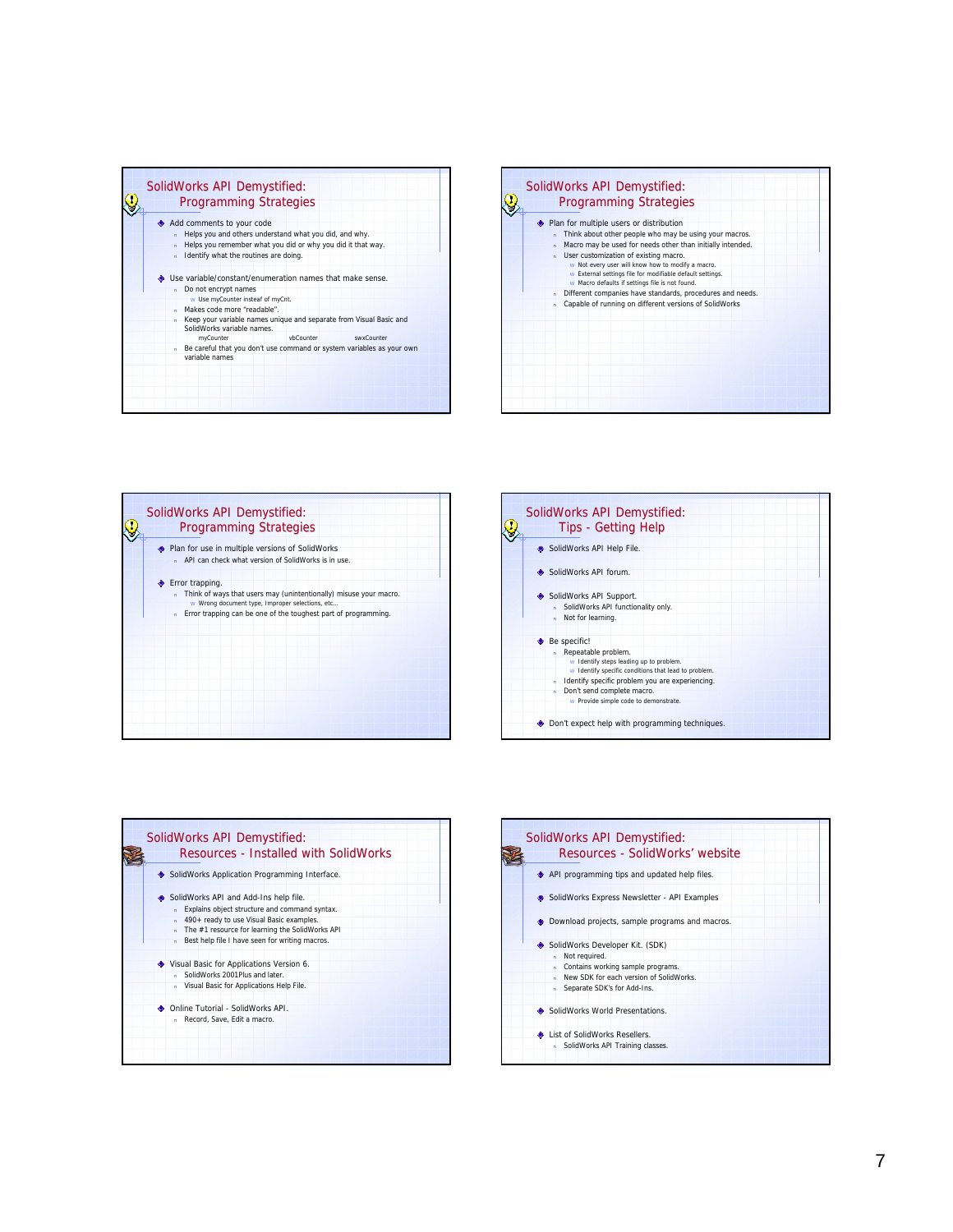## SolidWorks API Demystified: Programming Strategies

- Add comments to your code
  - Helps you and others understand what you did, and why.
  - Helps you remember what you did or why you did it that way.
  - Identify what the routines are doing.
- Use variable/constant/enumeration names that make sense.
  - Do not encrypt names
    - Use myCounter insteaf of myCnt.
  - Makes code more "readable".
  - Keep your variable names unique and separate from Visual Basic and SolidWorks variable names.
    - myCounter vbCounter swxCounter
  - Be careful that you don't use command or system variables as your own variable names

## SolidWorks API Demystified: Programming Strategies

- Plan for multiple users or distribution
  - Think about other people who may be using your macros.
  - Macro may be used for needs other than initially intended.
  - User customization of existing macro.
    - Not every user will know how to modify a macro.
    - External settings file for modifiable default settings.
    - Macro defaults if settings file is not found.
  - Different companies have standards, procedures and needs.
  - Capable of running on different versions of SolidWorks

## SolidWorks API Demystified: Programming Strategies

- Plan for use in multiple versions of SolidWorks
  - API can check what version of SolidWorks is in use.
- Error trapping.
  - Think of ways that users may (unintentionally) misuse your macro.
    - Wrong document type, Improper selections, etc...
  - Error trapping can be one of the toughest part of programming.

## SolidWorks API Demystified: Tips - Getting Help

- SolidWorks API Help File.
- SolidWorks API forum.
- SolidWorks API Support.
  - SolidWorks API functionality only.
  - Not for learning.
- Be specific!
  - Repeatable problem.
    - Identify steps leading up to problem.
    - Identify specific conditions that lead to problem.
  - Identify specific problem you are experiencing.
  - Don't send complete macro.
    - Provide simple code to demonstrate.
- Don't expect help with programming techniques.

## SolidWorks API Demystified: Resources - Installed with SolidWorks

- SolidWorks Application Programming Interface.
- SolidWorks API and Add-Ins help file.
  - Explains object structure and command syntax.
  - 490+ ready to use Visual Basic examples.
  - The #1 resource for learning the SolidWorks API
  - Best help file I have seen for writing macros.
- Visual Basic for Applications Version 6.
  - SolidWorks 2001Plus and later.
  - Visual Basic for Applications Help File.
- Online Tutorial - SolidWorks API.
  - Record, Save, Edit a macro.

## SolidWorks API Demystified: Resources - SolidWorks' website

- API programming tips and updated help files.
- SolidWorks Express Newsletter - API Examples
- Download projects, sample programs and macros.
- SolidWorks Developer Kit. (SDK)
  - Not required.
  - Contains working sample programs.
  - New SDK for each version of SolidWorks.
  - Separate SDK's for Add-Ins.
- SolidWorks World Presentations.
- List of SolidWorks Resellers.
  - SolidWorks API Training classes.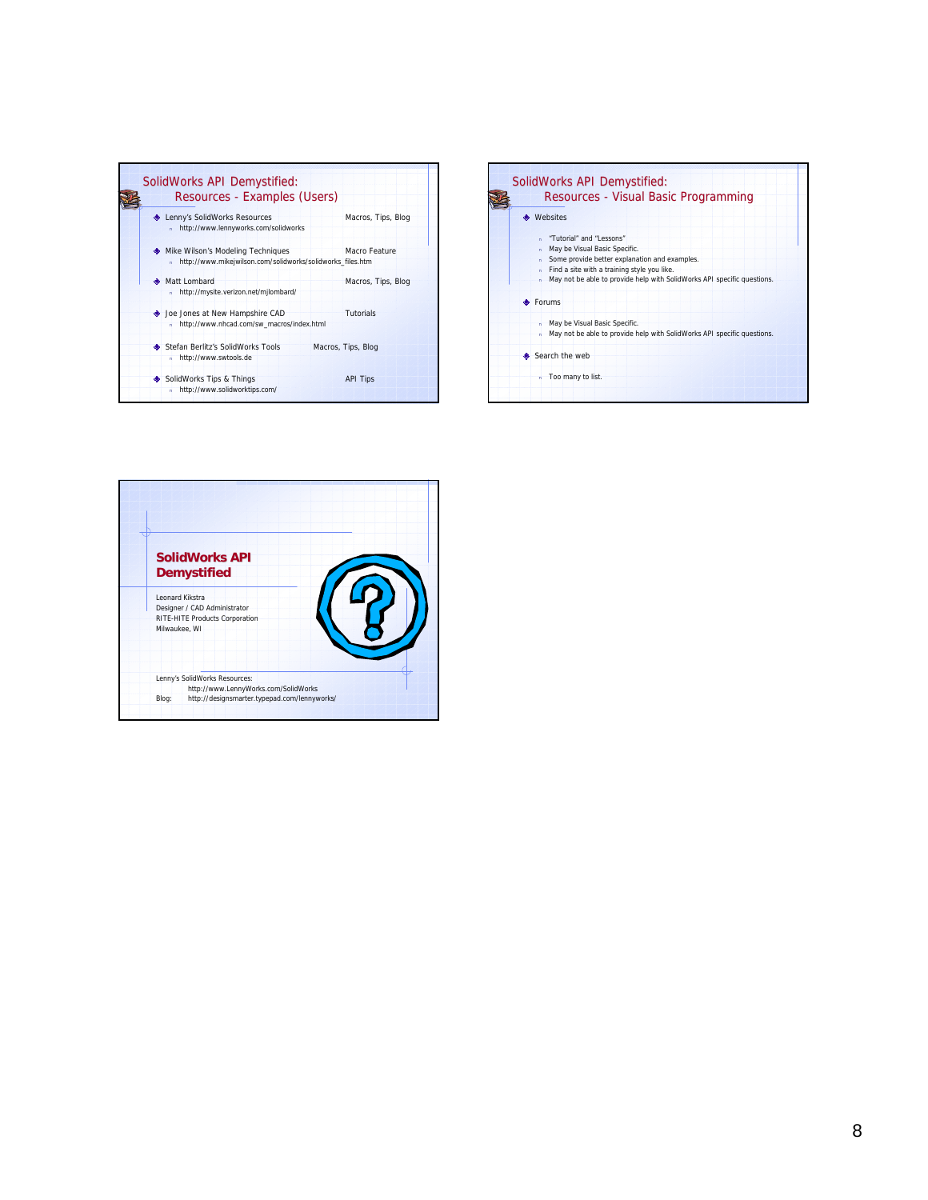## SolidWorks API Demystified: Resources - Examples (Users)

- Lenny's SolidWorks Resources — Macros, Tips, Blog
  - http://www.lennyworks.com/solidworks
- Mike Wilson's Modeling Techniques — Macro Feature
  - http://www.mikejwilson.com/solidworks/solidworks_files.htm
- Matt Lombard — Macros, Tips, Blog
  - http://mysite.verizon.net/mjlombard/
- Joe Jones at New Hampshire CAD — Tutorials
  - http://www.nhcad.com/sw_macros/index.html
- Stefan Berlitz's SolidWorks Tools — Macros, Tips, Blog
  - http://www.swtools.de
- SolidWorks Tips & Things — API Tips
  - http://www.solidworktips.com/

## SolidWorks API Demystified: Resources - Visual Basic Programming

- Websites
  - "Tutorial" and "Lessons"
  - May be Visual Basic Specific.
  - Some provide better explanation and examples.
  - Find a site with a training style you like.
  - May not be able to provide help with SolidWorks API specific questions.
- Forums
  - May be Visual Basic Specific.
  - May not be able to provide help with SolidWorks API specific questions.
- Search the web
  - Too many to list.

## SolidWorks API Demystified

Leonard Kikstra
Designer / CAD Administrator
RITE-HITE Products Corporation
Milwaukee, WI

Lenny's SolidWorks Resources:
http://www.LennyWorks.com/SolidWorks
Blog: http://designsmarter.typepad.com/lennyworks/